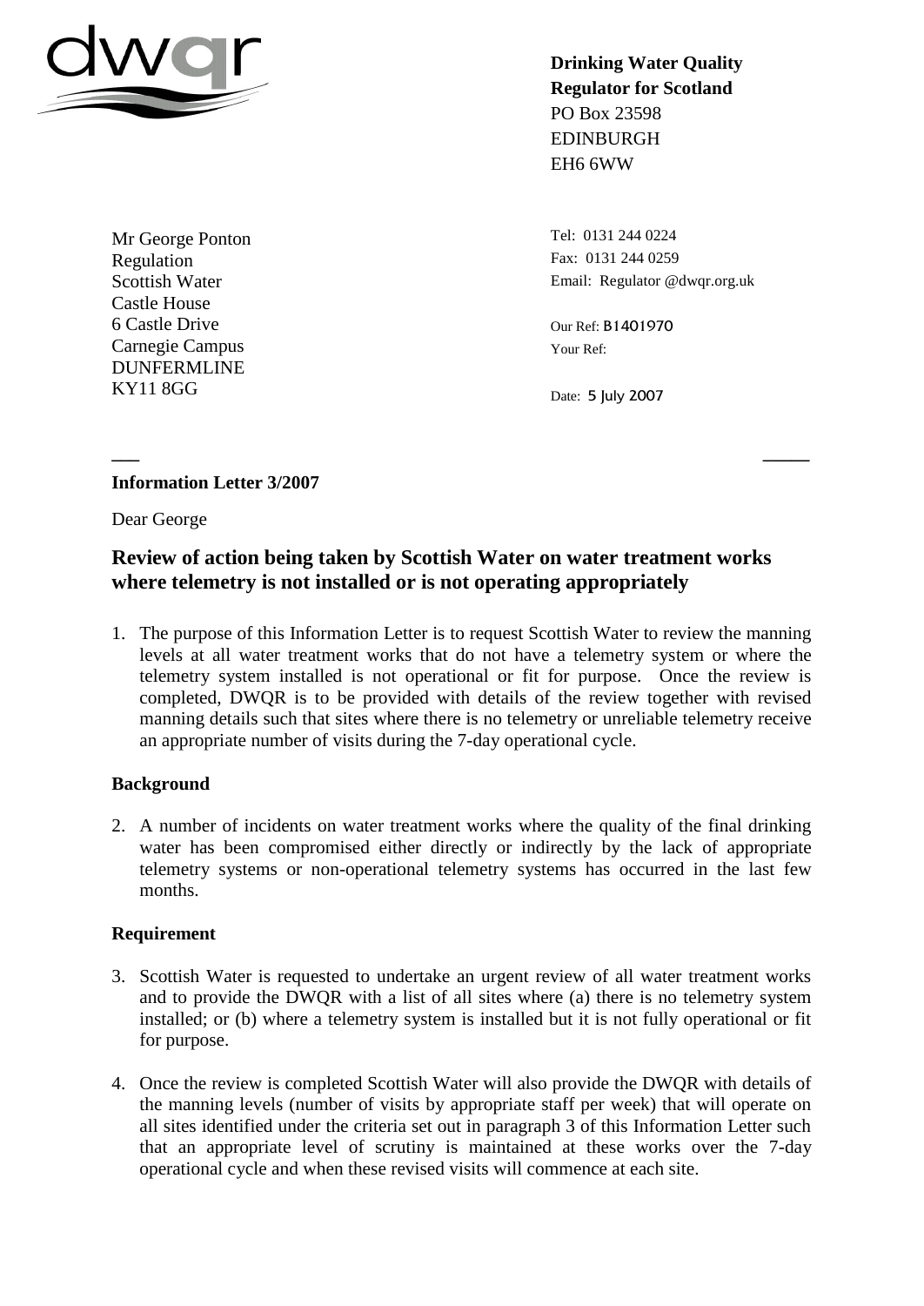dwqr

**Drinking Water Quality Regulator for Scotland**
PO Box 23598
EDINBURGH
EH6 6WW

Mr George Ponton
Regulation
Scottish Water
Castle House
6 Castle Drive
Carnegie Campus
DUNFERMLINE
KY11 8GG

Tel: 0131 244 0224
Fax: 0131 244 0259
Email: Regulator @dwqr.org.uk

Our Ref: B1401970
Your Ref:

Date: 5 July 2007

**Information Letter 3/2007**

Dear George

## Review of action being taken by Scottish Water on water treatment works where telemetry is not installed or is not operating appropriately

1. The purpose of this Information Letter is to request Scottish Water to review the manning levels at all water treatment works that do not have a telemetry system or where the telemetry system installed is not operational or fit for purpose. Once the review is completed, DWQR is to be provided with details of the review together with revised manning details such that sites where there is no telemetry or unreliable telemetry receive an appropriate number of visits during the 7-day operational cycle.

**Background**

2. A number of incidents on water treatment works where the quality of the final drinking water has been compromised either directly or indirectly by the lack of appropriate telemetry systems or non-operational telemetry systems has occurred in the last few months.

**Requirement**

3. Scottish Water is requested to undertake an urgent review of all water treatment works and to provide the DWQR with a list of all sites where (a) there is no telemetry system installed; or (b) where a telemetry system is installed but it is not fully operational or fit for purpose.

4. Once the review is completed Scottish Water will also provide the DWQR with details of the manning levels (number of visits by appropriate staff per week) that will operate on all sites identified under the criteria set out in paragraph 3 of this Information Letter such that an appropriate level of scrutiny is maintained at these works over the 7-day operational cycle and when these revised visits will commence at each site.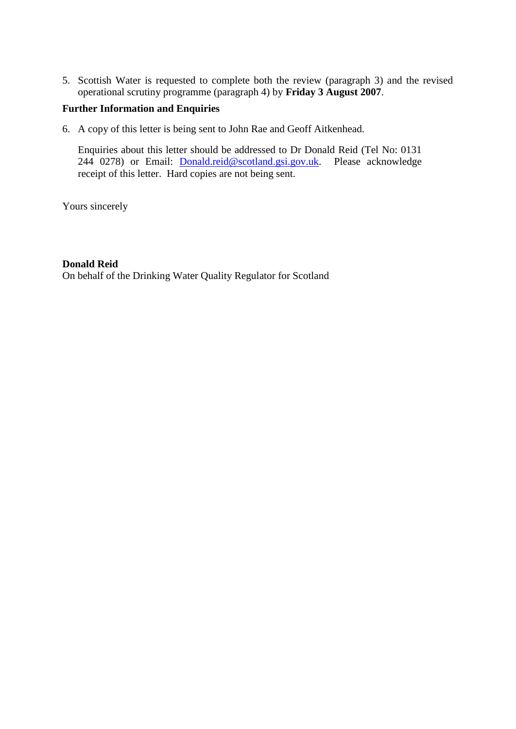5. Scottish Water is requested to complete both the review (paragraph 3) and the revised operational scrutiny programme (paragraph 4) by **Friday 3 August 2007**.

**Further Information and Enquiries**

6. A copy of this letter is being sent to John Rae and Geoff Aitkenhead.

   Enquiries about this letter should be addressed to Dr Donald Reid (Tel No: 0131 244 0278) or Email: Donald.reid@scotland.gsi.gov.uk. Please acknowledge receipt of this letter. Hard copies are not being sent.

Yours sincerely

**Donald Reid**
On behalf of the Drinking Water Quality Regulator for Scotland